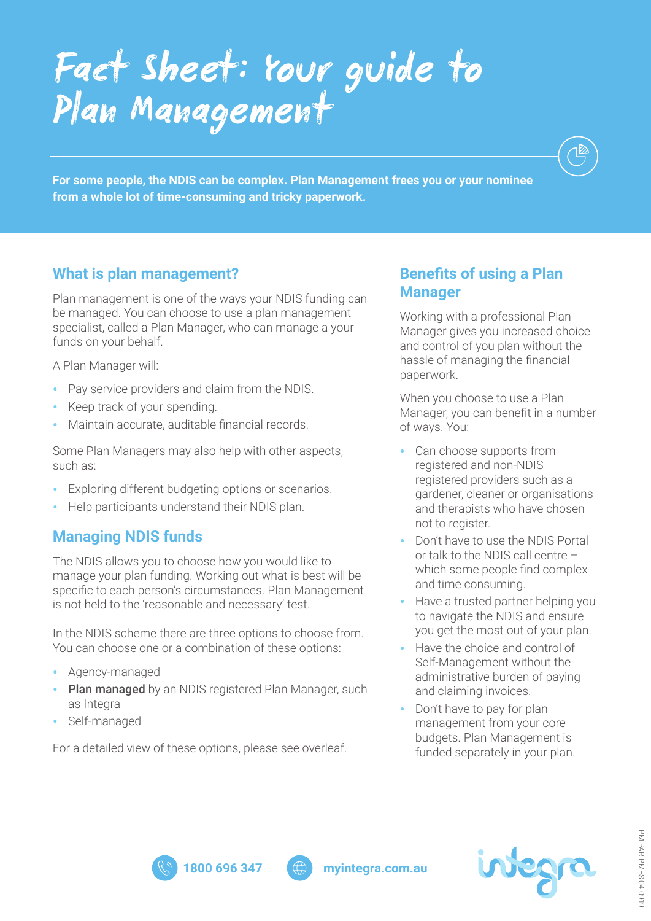# Fact Sheet: Your guide to Plan Management

**For some people, the NDIS can be complex. Plan Management frees you or your nominee from a whole lot of time-consuming and tricky paperwork.**

## What is plan management?

Plan management is one of the ways your NDIS funding can be managed. You can choose to use a plan management specialist, called a Plan Manager, who can manage a your funds on your behalf.

A Plan Manager will:

- Pay service providers and claim from the NDIS.
- Keep track of your spending.
- Maintain accurate, auditable financial records.

Some Plan Managers may also help with other aspects, such as:

- Exploring different budgeting options or scenarios.
- Help participants understand their NDIS plan.

## Managing NDIS funds

The NDIS allows you to choose how you would like to manage your plan funding. Working out what is best will be specific to each person's circumstances. Plan Management is not held to the 'reasonable and necessary' test.

In the NDIS scheme there are three options to choose from. You can choose one or a combination of these options:

- Agency-managed
- **Plan managed** by an NDIS registered Plan Manager, such as Integra
- Self-managed

For a detailed view of these options, please see overleaf.

## Benefits of using a Plan Manager

Working with a professional Plan Manager gives you increased choice and control of you plan without the hassle of managing the financial paperwork.

When you choose to use a Plan Manager, you can benefit in a number of ways. You:

- Can choose supports from registered and non-NDIS registered providers such as a gardener, cleaner or organisations and therapists who have chosen not to register.
- Don't have to use the NDIS Portal or talk to the NDIS call centre – which some people find complex and time consuming.
- Have a trusted partner helping you to navigate the NDIS and ensure you get the most out of your plan.
- Have the choice and control of Self-Management without the administrative burden of paying and claiming invoices.
- Don't have to pay for plan management from your core budgets. Plan Management is funded separately in your plan.

1800 696 347 | myintegra.com.au

integra

PM PAR PMFS 04 0919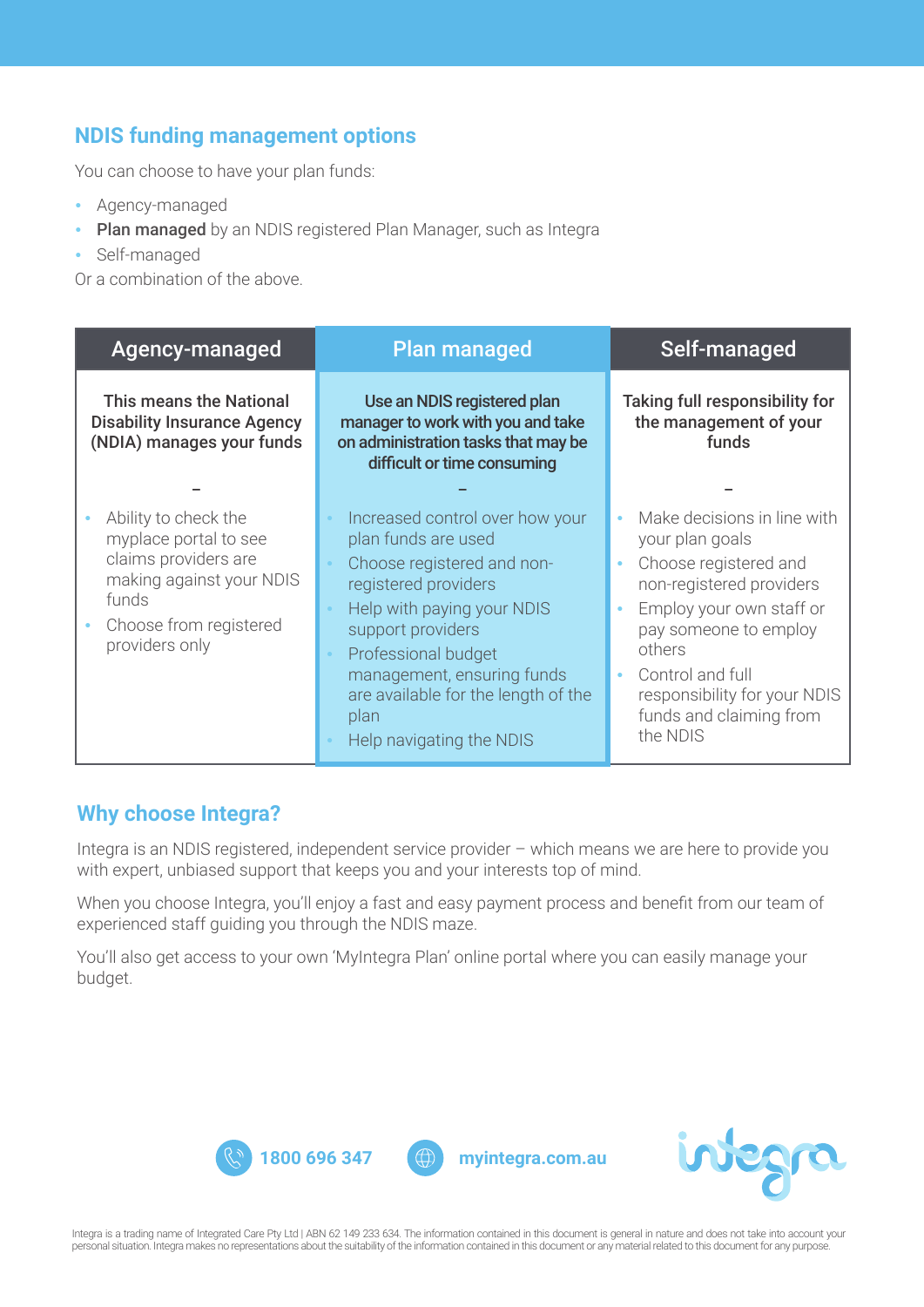## NDIS funding management options

You can choose to have your plan funds:

- Agency-managed
- **Plan managed** by an NDIS registered Plan Manager, such as Integra
- Self-managed

Or a combination of the above.

| Agency-managed | Plan managed | Self-managed |
|---|---|---|
| **This means the National Disability Insurance Agency (NDIA) manages your funds** | **Use an NDIS registered plan manager to work with you and take on administration tasks that may be difficult or time consuming** | **Taking full responsibility for the management of your funds** |
| – | – | – |
| • Ability to check the myplace portal to see claims providers are making against your NDIS funds<br>• Choose from registered providers only | • Increased control over how your plan funds are used<br>• Choose registered and non-registered providers<br>• Help with paying your NDIS support providers<br>• Professional budget management, ensuring funds are available for the length of the plan<br>• Help navigating the NDIS | • Make decisions in line with your plan goals<br>• Choose registered and non-registered providers<br>• Employ your own staff or pay someone to employ others<br>• Control and full responsibility for your NDIS funds and claiming from the NDIS |

## Why choose Integra?

Integra is an NDIS registered, independent service provider – which means we are here to provide you with expert, unbiased support that keeps you and your interests top of mind.

When you choose Integra, you'll enjoy a fast and easy payment process and benefit from our team of experienced staff guiding you through the NDIS maze.

You'll also get access to your own 'MyIntegra Plan' online portal where you can easily manage your budget.

1800 696 347

myintegra.com.au

integra

Integra is a trading name of Integrated Care Pty Ltd | ABN 62 149 233 634. The information contained in this document is general in nature and does not take into account your personal situation. Integra makes no representations about the suitability of the information contained in this document or any material related to this document for any purpose.